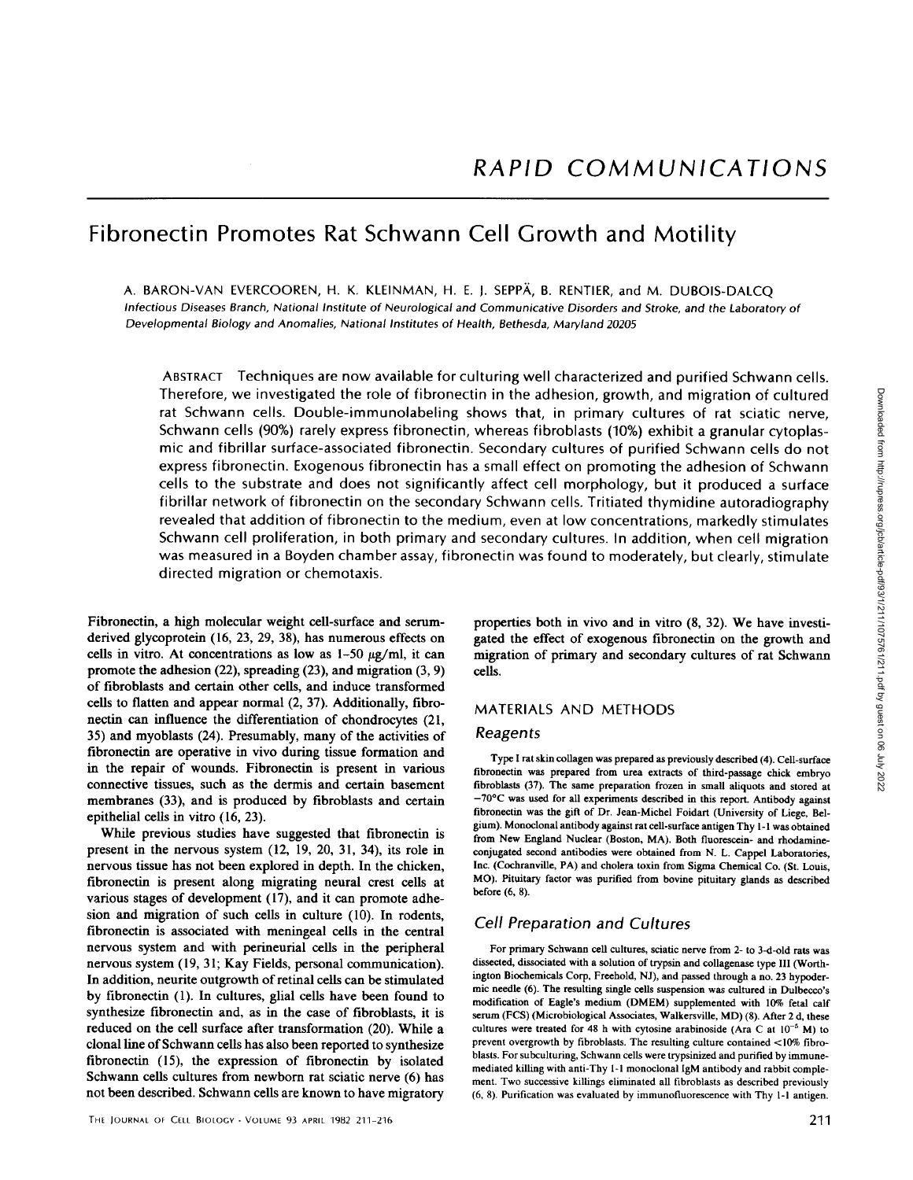# RAPID COMMUNICATIONS

# Fibronectin Promotes Rat Schwann Cell Growth and Motility

A. BARON-VAN EVERCOOREN, H. K. KLEINMAN, H. E. J. SEPPÄ, B. RENTIER, and M. DUBOIS-DALCQ

*Infectious Diseases Branch, National Institute of Neurological and Communicative Disorders and Stroke, and the Laboratory of Developmental Biology and Anomalies, National Institutes of Health, Bethesda, Maryland 20205*

ABSTRACT Techniques are now available for culturing well characterized and purified Schwann cells. Therefore, we investigated the role of fibronectin in the adhesion, growth, and migration of cultured rat Schwann cells. Double-immunolabeling shows that, in primary cultures of rat sciatic nerve, Schwann cells (90%) rarely express fibronectin, whereas fibroblasts (10%) exhibit a granular cytoplasmic and fibrillar surface-associated fibronectin. Secondary cultures of purified Schwann cells do not express fibronectin. Exogenous fibronectin has a small effect on promoting the adhesion of Schwann cells to the substrate and does not significantly affect cell morphology, but it produced a surface fibrillar network of fibronectin on the secondary Schwann cells. Tritiated thymidine autoradiography revealed that addition of fibronectin to the medium, even at low concentrations, markedly stimulates Schwann cell proliferation, in both primary and secondary cultures. In addition, when cell migration was measured in a Boyden chamber assay, fibronectin was found to moderately, but clearly, stimulate directed migration or chemotaxis.

Fibronectin, a high molecular weight cell-surface and serum-derived glycoprotein (16, 23, 29, 38), has numerous effects on cells in vitro. At concentrations as low as 1–50 μg/ml, it can promote the adhesion (22), spreading (23), and migration (3, 9) of fibroblasts and certain other cells, and induce transformed cells to flatten and appear normal (2, 37). Additionally, fibronectin can influence the differentiation of chondrocytes (21, 35) and myoblasts (24). Presumably, many of the activities of fibronectin are operative in vivo during tissue formation and in the repair of wounds. Fibronectin is present in various connective tissues, such as the dermis and certain basement membranes (33), and is produced by fibroblasts and certain epithelial cells in vitro (16, 23).

While previous studies have suggested that fibronectin is present in the nervous system (12, 19, 20, 31, 34), its role in nervous tissue has not been explored in depth. In the chicken, fibronectin is present along migrating neural crest cells at various stages of development (17), and it can promote adhesion and migration of such cells in culture (10). In rodents, fibronectin is associated with meningeal cells in the central nervous system and with perineurial cells in the peripheral nervous system (19, 31; Kay Fields, personal communication). In addition, neurite outgrowth of retinal cells can be stimulated by fibronectin (1). In cultures, glial cells have been found to synthesize fibronectin and, as in the case of fibroblasts, it is reduced on the cell surface after transformation (20). While a clonal line of Schwann cells has also been reported to synthesize fibronectin (15), the expression of fibronectin by isolated Schwann cells cultures from newborn rat sciatic nerve (6) has not been described. Schwann cells are known to have migratory properties both in vivo and in vitro (8, 32). We have investigated the effect of exogenous fibronectin on the growth and migration of primary and secondary cultures of rat Schwann cells.

## MATERIALS AND METHODS

### Reagents

Type I rat skin collagen was prepared as previously described (4). Cell-surface fibronectin was prepared from urea extracts of third-passage chick embryo fibroblasts (37). The same preparation frozen in small aliquots and stored at −70°C was used for all experiments described in this report. Antibody against fibronectin was the gift of Dr. Jean-Michel Foidart (University of Liege, Belgium). Monoclonal antibody against rat cell-surface antigen Thy 1-1 was obtained from New England Nuclear (Boston, MA). Both fluorescein- and rhodamine-conjugated second antibodies were obtained from N. L. Cappel Laboratories, Inc. (Cochranville, PA) and cholera toxin from Sigma Chemical Co. (St. Louis, MO). Pituitary factor was purified from bovine pituitary glands as described before (6, 8).

### Cell Preparation and Cultures

For primary Schwann cell cultures, sciatic nerve from 2- to 3-d-old rats was dissected, dissociated with a solution of trypsin and collagenase type III (Worthington Biochemicals Corp, Freehold, NJ), and passed through a no. 23 hypodermic needle (6). The resulting single cells suspension was cultured in Dulbecco's modification of Eagle's medium (DMEM) supplemented with 10% fetal calf serum (FCS) (Microbiological Associates, Walkersville, MD) (8). After 2 d, these cultures were treated for 48 h with cytosine arabinoside (Ara C at $10^{-5}$ M) to prevent overgrowth by fibroblasts. The resulting culture contained <10% fibroblasts. For subculturing, Schwann cells were trypsinized and purified by immune-mediated killing with anti-Thy 1-1 monoclonal IgM antibody and rabbit complement. Two successive killings eliminated all fibroblasts as described previously (6, 8). Purification was evaluated by immunofluorescence with Thy 1-1 antigen.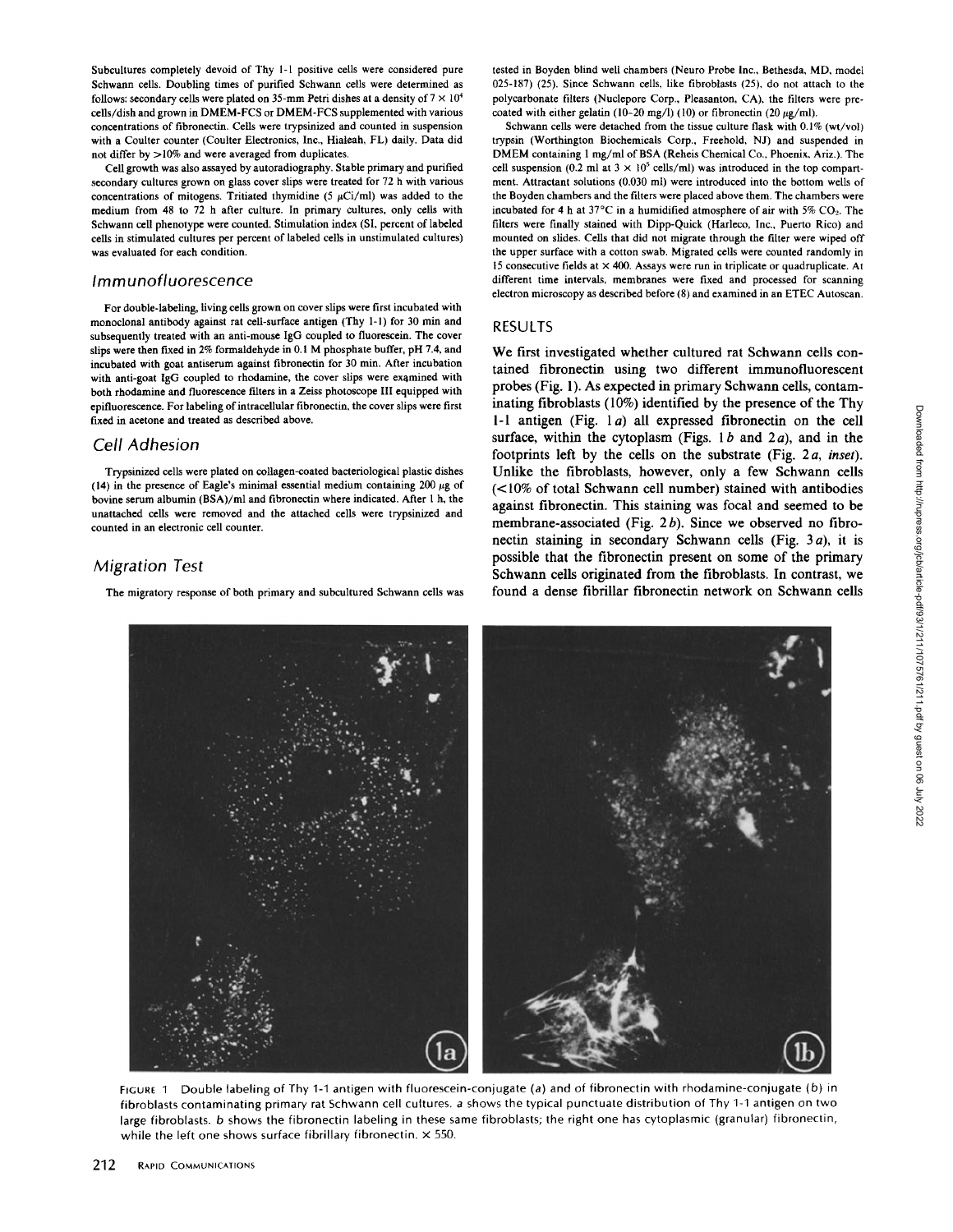Subcultures completely devoid of Thy 1-1 positive cells were considered pure Schwann cells. Doubling times of purified Schwann cells were determined as follows: secondary cells were plated on 35-mm Petri dishes at a density of $7 \times 10^4$ cells/dish and grown in DMEM-FCS or DMEM-FCS supplemented with various concentrations of fibronectin. Cells were trypsinized and counted in suspension with a Coulter counter (Coulter Electronics, Inc., Hialeah, FL) daily. Data did not differ by >10% and were averaged from duplicates.

Cell growth was also assayed by autoradiography. Stable primary and purified secondary cultures grown on glass cover slips were treated for 72 h with various concentrations of mitogens. Tritiated thymidine (5 μCi/ml) was added to the medium from 48 to 72 h after culture. In primary cultures, only cells with Schwann cell phenotype were counted. Stimulation index (SI, percent of labeled cells in stimulated cultures per percent of labeled cells in unstimulated cultures) was evaluated for each condition.

## Immunofluorescence

For double-labeling, living cells grown on cover slips were first incubated with monoclonal antibody against rat cell-surface antigen (Thy 1-1) for 30 min and subsequently treated with an anti-mouse IgG coupled to fluorescein. The cover slips were then fixed in 2% formaldehyde in 0.1 M phosphate buffer, pH 7.4, and incubated with goat antiserum against fibronectin for 30 min. After incubation with anti-goat IgG coupled to rhodamine, the cover slips were examined with both rhodamine and fluorescence filters in a Zeiss photoscope III equipped with epifluorescence. For labeling of intracellular fibronectin, the cover slips were first fixed in acetone and treated as described above.

## Cell Adhesion

Trypsinized cells were plated on collagen-coated bacteriological plastic dishes (14) in the presence of Eagle's minimal essential medium containing 200 μg of bovine serum albumin (BSA)/ml and fibronectin where indicated. After 1 h, the unattached cells were removed and the attached cells were trypsinized and counted in an electronic cell counter.

## Migration Test

The migratory response of both primary and subcultured Schwann cells was tested in Boyden blind well chambers (Neuro Probe Inc., Bethesda, MD, model 025-187) (25). Since Schwann cells, like fibroblasts (25), do not attach to the polycarbonate filters (Nuclepore Corp., Pleasanton, CA), the filters were precoated with either gelatin (10–20 mg/l) (10) or fibronectin (20 μg/ml).

Schwann cells were detached from the tissue culture flask with 0.1% (wt/vol) trypsin (Worthington Biochemicals Corp., Freehold, NJ) and suspended in DMEM containing 1 mg/ml of BSA (Reheis Chemical Co., Phoenix, Ariz.). The cell suspension (0.2 ml at $3 \times 10^5$ cells/ml) was introduced in the top compartment. Attractant solutions (0.030 ml) were introduced into the bottom wells of the Boyden chambers and the filters were placed above them. The chambers were incubated for 4 h at 37°C in a humidified atmosphere of air with 5% $CO_2$. The filters were finally stained with Dipp-Quick (Harleco, Inc., Puerto Rico) and mounted on slides. Cells that did not migrate through the filter were wiped off the upper surface with a cotton swab. Migrated cells were counted randomly in 15 consecutive fields at × 400. Assays were run in triplicate or quadruplicate. At different time intervals, membranes were fixed and processed for scanning electron microscopy as described before (8) and examined in an ETEC Autoscan.

## RESULTS

We first investigated whether cultured rat Schwann cells contained fibronectin using two different immunofluorescent probes (Fig. 1). As expected in primary Schwann cells, contaminating fibroblasts (10%) identified by the presence of the Thy 1-1 antigen (Fig. 1*a*) all expressed fibronectin on the cell surface, within the cytoplasm (Figs. 1*b* and 2*a*), and in the footprints left by the cells on the substrate (Fig. 2*a*, *inset*). Unlike the fibroblasts, however, only a few Schwann cells (<10% of total Schwann cell number) stained with antibodies against fibronectin. This staining was focal and seemed to be membrane-associated (Fig. 2*b*). Since we observed no fibronectin staining in secondary Schwann cells (Fig. 3*a*), it is possible that the fibronectin present on some of the primary Schwann cells originated from the fibroblasts. In contrast, we found a dense fibrillar fibronectin network on Schwann cells

FIGURE 1 Double labeling of Thy 1-1 antigen with fluorescein-conjugate (*a*) and of fibronectin with rhodamine-conjugate (*b*) in fibroblasts contaminating primary rat Schwann cell cultures. *a* shows the typical punctuate distribution of Thy 1-1 antigen on two large fibroblasts. *b* shows the fibronectin labeling in these same fibroblasts; the right one has cytoplasmic (granular) fibronectin, while the left one shows surface fibrillary fibronectin. × 550.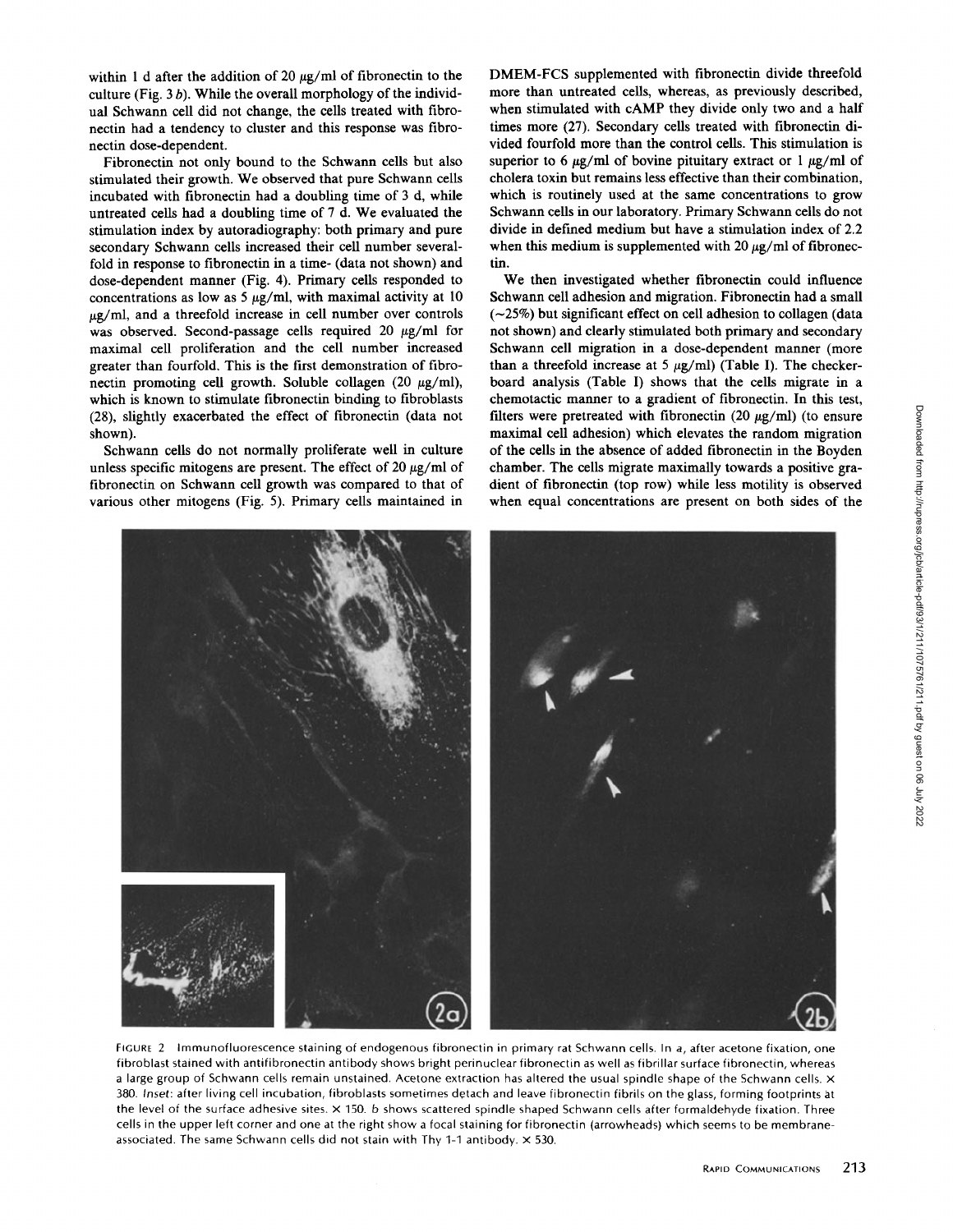within 1 d after the addition of 20 μg/ml of fibronectin to the culture (Fig. 3 *b*). While the overall morphology of the individual Schwann cell did not change, the cells treated with fibronectin had a tendency to cluster and this response was fibronectin dose-dependent.

Fibronectin not only bound to the Schwann cells but also stimulated their growth. We observed that pure Schwann cells incubated with fibronectin had a doubling time of 3 d, while untreated cells had a doubling time of 7 d. We evaluated the stimulation index by autoradiography: both primary and pure secondary Schwann cells increased their cell number severalfold in response to fibronectin in a time- (data not shown) and dose-dependent manner (Fig. 4). Primary cells responded to concentrations as low as 5 μg/ml, with maximal activity at 10 μg/ml, and a threefold increase in cell number over controls was observed. Second-passage cells required 20 μg/ml for maximal cell proliferation and the cell number increased greater than fourfold. This is the first demonstration of fibronectin promoting cell growth. Soluble collagen (20 μg/ml), which is known to stimulate fibronectin binding to fibroblasts (28), slightly exacerbated the effect of fibronectin (data not shown).

Schwann cells do not normally proliferate well in culture unless specific mitogens are present. The effect of 20 μg/ml of fibronectin on Schwann cell growth was compared to that of various other mitogens (Fig. 5). Primary cells maintained in DMEM-FCS supplemented with fibronectin divide threefold more than untreated cells, whereas, as previously described, when stimulated with cAMP they divide only two and a half times more (27). Secondary cells treated with fibronectin divided fourfold more than the control cells. This stimulation is superior to 6 μg/ml of bovine pituitary extract or 1 μg/ml of cholera toxin but remains less effective than their combination, which is routinely used at the same concentrations to grow Schwann cells in our laboratory. Primary Schwann cells do not divide in defined medium but have a stimulation index of 2.2 when this medium is supplemented with 20 μg/ml of fibronectin.

We then investigated whether fibronectin could influence Schwann cell adhesion and migration. Fibronectin had a small (~25%) but significant effect on cell adhesion to collagen (data not shown) and clearly stimulated both primary and secondary Schwann cell migration in a dose-dependent manner (more than a threefold increase at 5 μg/ml) (Table I). The checkerboard analysis (Table I) shows that the cells migrate in a chemotactic manner to a gradient of fibronectin. In this test, filters were pretreated with fibronectin (20 μg/ml) (to ensure maximal cell adhesion) which elevates the random migration of the cells in the absence of added fibronectin in the Boyden chamber. The cells migrate maximally towards a positive gradient of fibronectin (top row) while less motility is observed when equal concentrations are present on both sides of the

FIGURE 2 Immunofluorescence staining of endogenous fibronectin in primary rat Schwann cells. In *a*, after acetone fixation, one fibroblast stained with antifibronectin antibody shows bright perinuclear fibronectin as well as fibrillar surface fibronectin, whereas a large group of Schwann cells remain unstained. Acetone extraction has altered the usual spindle shape of the Schwann cells. × 380. *Inset:* after living cell incubation, fibroblasts sometimes detach and leave fibronectin fibrils on the glass, forming footprints at the level of the surface adhesive sites. × 150. *b* shows scattered spindle shaped Schwann cells after formaldehyde fixation. Three cells in the upper left corner and one at the right show a focal staining for fibronectin (arrowheads) which seems to be membrane-associated. The same Schwann cells did not stain with Thy 1-1 antibody. × 530.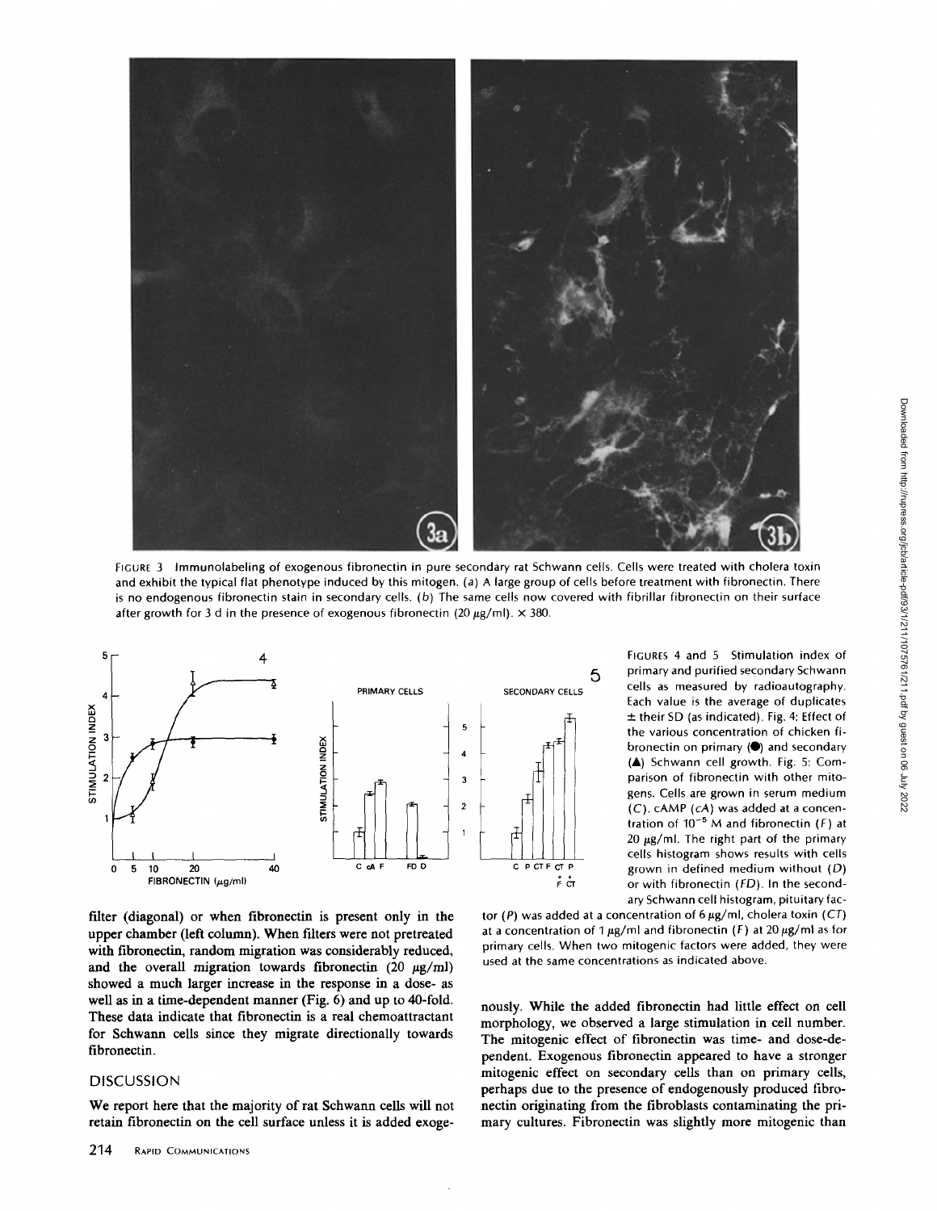FIGURE 3 Immunolabeling of exogenous fibronectin in pure secondary rat Schwann cells. Cells were treated with cholera toxin and exhibit the typical flat phenotype induced by this mitogen. (*a*) A large group of cells before treatment with fibronectin. There is no endogenous fibronectin stain in secondary cells. (*b*) The same cells now covered with fibrillar fibronectin on their surface after growth for 3 d in the presence of exogenous fibronectin (20 μg/ml). × 380.

FIGURES 4 and 5 Stimulation index of primary and purified secondary Schwann cells as measured by radioautography. Each value is the average of duplicates ± their SD (as indicated). Fig. 4: Effect of the various concentration of chicken fibronectin on primary (●) and secondary (▲) Schwann cell growth. Fig. 5: Comparison of fibronectin with other mitogens. Cells are grown in serum medium (*C*). cAMP (*cA*) was added at a concentration of $10^{-5}$ M and fibronectin (*F*) at 20 μg/ml. The right part of the primary cells histogram shows results with cells grown in defined medium without (*D*) or with fibronectin (*FD*). In the secondary Schwann cell histogram, pituitary factor (*P*) was added at a concentration of 6 μg/ml, cholera toxin (*CT*) at a concentration of 1 μg/ml and fibronectin (*F*) at 20 μg/ml as for primary cells. When two mitogenic factors were added, they were used at the same concentrations as indicated above.

filter (diagonal) or when fibronectin is present only in the upper chamber (left column). When filters were not pretreated with fibronectin, random migration was considerably reduced, and the overall migration towards fibronectin (20 μg/ml) showed a much larger increase in the response in a dose- as well as in a time-dependent manner (Fig. 6) and up to 40-fold. These data indicate that fibronectin is a real chemoattractant for Schwann cells since they migrate directionally towards fibronectin.

## DISCUSSION

We report here that the majority of rat Schwann cells will not retain fibronectin on the cell surface unless it is added exogenously. While the added fibronectin had little effect on cell morphology, we observed a large stimulation in cell number. The mitogenic effect of fibronectin was time- and dose-dependent. Exogenous fibronectin appeared to have a stronger mitogenic effect on secondary cells than on primary cells, perhaps due to the presence of endogenously produced fibronectin originating from the fibroblasts contaminating the primary cultures. Fibronectin was slightly more mitogenic than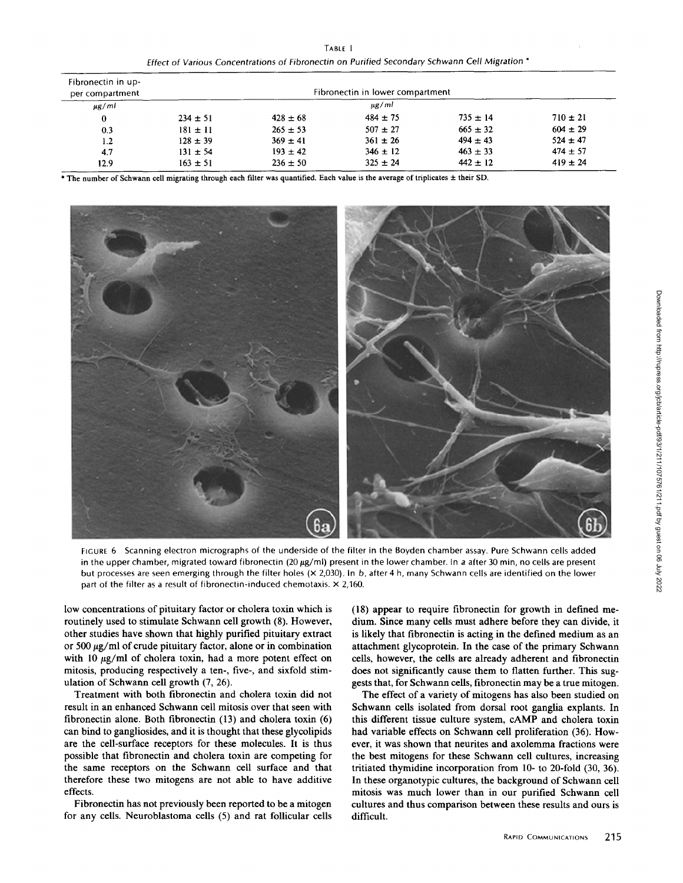TABLE I

*Effect of Various Concentrations of Fibronectin on Purified Secondary Schwann Cell Migration* *

| Fibronectin in upper compartment | Fibronectin in lower compartment | | | | |
|---|---|---|---|---|---|
| $\mu g/ml$ | $\mu g/ml$ | | | | |
| 0 | 234 ± 51 | 428 ± 68 | 484 ± 75 | 735 ± 14 | 710 ± 21 |
| 0.3 | 181 ± 11 | 265 ± 53 | 507 ± 27 | 665 ± 32 | 604 ± 29 |
| 1.2 | 128 ± 39 | 369 ± 41 | 361 ± 26 | 494 ± 43 | 524 ± 47 |
| 4.7 | 131 ± 54 | 193 ± 42 | 346 ± 12 | 463 ± 33 | 474 ± 57 |
| 12.9 | 163 ± 51 | 236 ± 50 | 325 ± 24 | 442 ± 12 | 419 ± 24 |

* The number of Schwann cell migrating through each filter was quantified. Each value is the average of triplicates ± their SD.

FIGURE 6 Scanning electron micrographs of the underside of the filter in the Boyden chamber assay. Pure Schwann cells added in the upper chamber, migrated toward fibronectin (20 $\mu g/ml$) present in the lower chamber. In *a* after 30 min, no cells are present but processes are seen emerging through the filter holes (× 2,030). In *b*, after 4 h, many Schwann cells are identified on the lower part of the filter as a result of fibronectin-induced chemotaxis. × 2,160.

low concentrations of pituitary factor or cholera toxin which is routinely used to stimulate Schwann cell growth (8). However, other studies have shown that highly purified pituitary extract or 500 $\mu g/ml$ of crude pituitary factor, alone or in combination with 10 $\mu g/ml$ of cholera toxin, had a more potent effect on mitosis, producing respectively a ten-, five-, and sixfold stimulation of Schwann cell growth (7, 26).

Treatment with both fibronectin and cholera toxin did not result in an enhanced Schwann cell mitosis over that seen with fibronectin alone. Both fibronectin (13) and cholera toxin (6) can bind to gangliosides, and it is thought that these glycolipids are the cell-surface receptors for these molecules. It is thus possible that fibronectin and cholera toxin are competing for the same receptors on the Schwann cell surface and that therefore these two mitogens are not able to have additive effects.

Fibronectin has not previously been reported to be a mitogen for any cells. Neuroblastoma cells (5) and rat follicular cells (18) appear to require fibronectin for growth in defined medium. Since many cells must adhere before they can divide, it is likely that fibronectin is acting in the defined medium as an attachment glycoprotein. In the case of the primary Schwann cells, however, the cells are already adherent and fibronectin does not significantly cause them to flatten further. This suggests that, for Schwann cells, fibronectin may be a true mitogen.

The effect of a variety of mitogens has also been studied on Schwann cells isolated from dorsal root ganglia explants. In this different tissue culture system, cAMP and cholera toxin had variable effects on Schwann cell proliferation (36). However, it was shown that neurites and axolemma fractions were the best mitogens for these Schwann cell cultures, increasing tritiated thymidine incorporation from 10- to 20-fold (30, 36). In these organotypic cultures, the background of Schwann cell mitosis was much lower than in our purified Schwann cell cultures and thus comparison between these results and ours is difficult.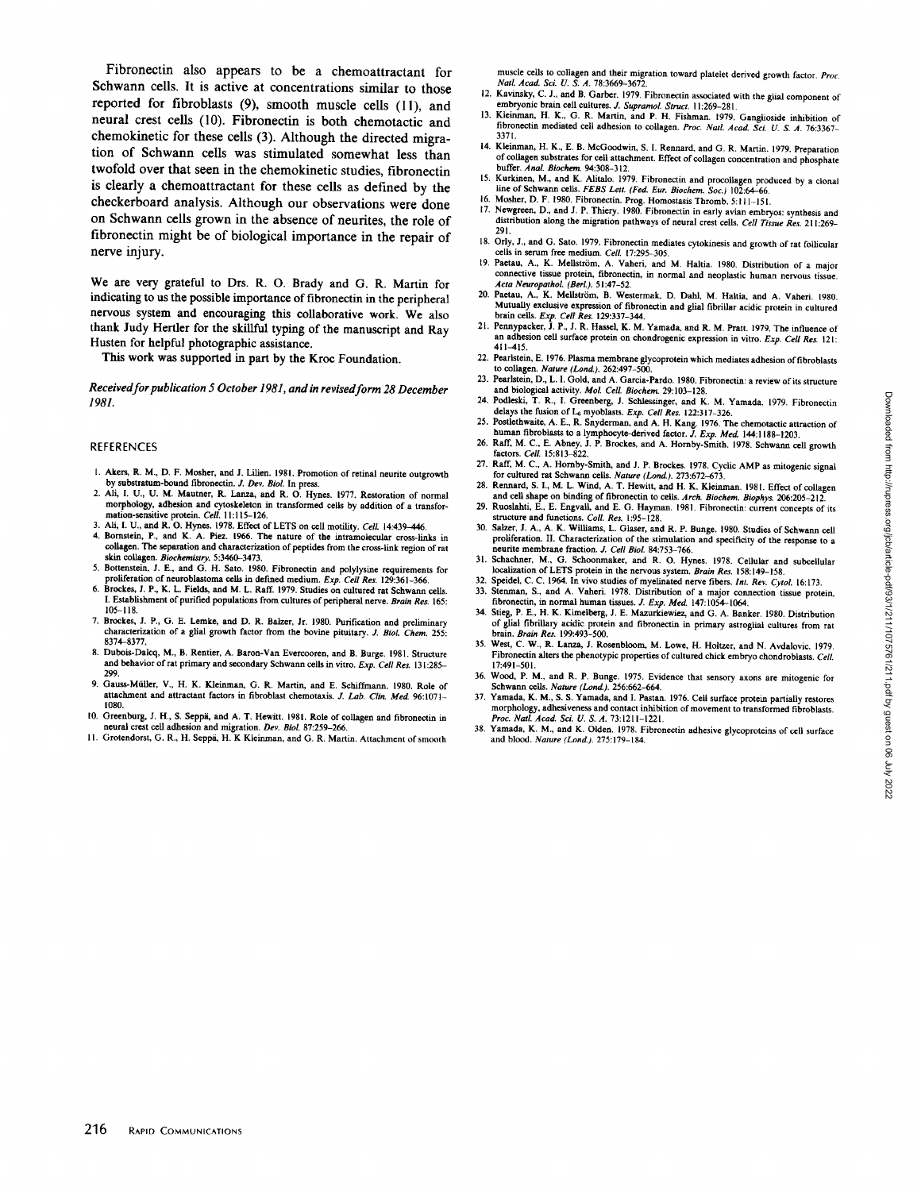Fibronectin also appears to be a chemoattractant for Schwann cells. It is active at concentrations similar to those reported for fibroblasts (9), smooth muscle cells (11), and neural crest cells (10). Fibronectin is both chemotactic and chemokinetic for these cells (3). Although the directed migration of Schwann cells was stimulated somewhat less than twofold over that seen in the chemokinetic studies, fibronectin is clearly a chemoattractant for these cells as defined by the checkerboard analysis. Although our observations were done on Schwann cells grown in the absence of neurites, the role of fibronectin might be of biological importance in the repair of nerve injury.

We are very grateful to Drs. R. O. Brady and G. R. Martin for indicating to us the possible importance of fibronectin in the peripheral nervous system and encouraging this collaborative work. We also thank Judy Hertler for the skillful typing of the manuscript and Ray Husten for helpful photographic assistance.

This work was supported in part by the Kroc Foundation.

*Received for publication 5 October 1981, and in revised form 28 December 1981.*

## REFERENCES

1. Akers, R. M., D. F. Mosher, and J. Lilien. 1981. Promotion of retinal neurite outgrowth by substratum-bound fibronectin. *J. Dev. Biol.* In press.
2. Ali, I. U., U. M. Mautner, R. Lanza, and R. O. Hynes. 1977. Restoration of normal morphology, adhesion and cytoskeleton in transformed cells by addition of a transformation-sensitive protein. *Cell.* 11:115–126.
3. Ali, I. U., and R. O. Hynes. 1978. Effect of LETS on cell motility. *Cell.* 14:439–446.
4. Bornstein, P., and K. A. Piez. 1966. The nature of the intramolecular cross-links in collagen. The separation and characterization of peptides from the cross-link region of rat skin collagen. *Biochemistry.* 5:3460–3473.
5. Bottenstein, J. E., and G. H. Sato. 1980. Fibronectin and polylysine requirements for proliferation of neuroblastoma cells in defined medium. *Exp. Cell Res.* 129:361–366.
6. Brockes, J. P., K. L. Fields, and M. L. Raff. 1979. Studies on cultured rat Schwann cells. I. Establishment of purified populations from cultures of peripheral nerve. *Brain Res.* 165:105–118.
7. Brockes, J. P., G. E. Lemke, and D. R. Balzer, Jr. 1980. Purification and preliminary characterization of a glial growth factor from the bovine pituitary. *J. Biol. Chem.* 255:8374–8377.
8. Dubois-Dalcq, M., B. Rentier, A. Baron-Van Evercooren, and B. Burge. 1981. Structure and behavior of rat primary and secondary Schwann cells in vitro. *Exp. Cell Res.* 131:285–299.
9. Gauss-Müller, V., H. K. Kleinman, G. R. Martin, and E. Schiffmann. 1980. Role of attachment and attractant factors in fibroblast chemotaxis. *J. Lab. Clin. Med.* 96:1071–1080.
10. Greenburg, J. H., S. Seppä, and A. T. Hewitt. 1981. Role of collagen and fibronectin in neural crest cell adhesion and migration. *Dev. Biol.* 87:259–266.
11. Grotendorst, G. R., H. Seppä, H. K Kleinman, and G. R. Martin. Attachment of smooth muscle cells to collagen and their migration toward platelet derived growth factor. *Proc. Natl. Acad. Sci. U. S. A.* 78:3669–3672.
12. Kavinsky, C. J., and B. Garber. 1979. Fibronectin associated with the glial component of embryonic brain cell cultures. *J. Supramol. Struct.* 11:269–281.
13. Kleinman, H. K., G. R. Martin, and P. H. Fishman. 1979. Ganglioside inhibition of fibronectin mediated cell adhesion to collagen. *Proc. Natl. Acad. Sci. U. S. A.* 76:3367–3371.
14. Kleinman, H. K., E. B. McGoodwin, S. I. Rennard, and G. R. Martin. 1979. Preparation of collagen substrates for cell attachment. Effect of collagen concentration and phosphate buffer. *Anal. Biochem.* 94:308–312.
15. Kurkinen, M., and K. Alitalo. 1979. Fibronectin and procollagen produced by a clonal line of Schwann cells. *FEBS Lett. (Fed. Eur. Biochem. Soc.)* 102:64–66.
16. Mosher, D. F. 1980. Fibronectin. *Prog. Homostasis Thromb.* 5:111–151.
17. Newgreen, D., and J. P. Thiery. 1980. Fibronectin in early avian embryos: synthesis and distribution along the migration pathways of neural crest cells. *Cell Tissue Res.* 211:269–291.
18. Orly, J., and G. Sato. 1979. Fibronectin mediates cytokinesis and growth of rat follicular cells in serum free medium. *Cell.* 17:295–305.
19. Paetau, A., K. Mellström, A. Vaheri, and M. Haltia. 1980. Distribution of a major connective tissue protein, fibronectin, in normal and neoplastic human nervous tissue. *Acta Neuropathol. (Berl.).* 51:47–52.
20. Paetau, A., K. Mellström, B. Westermak, D. Dahl, M. Haltia, and A. Vaheri. 1980. Mutually exclusive expression of fibronectin and glial fibrillar acidic protein in cultured brain cells. *Exp. Cell Res.* 129:337–344.
21. Pennypacker, J. P., J. R. Hassel, K. M. Yamada, and R. M. Pratt. 1979. The influence of an adhesion cell surface protein on chondrogenic expression in vitro. *Exp. Cell Res.* 121:411–415.
22. Pearlstein, E. 1976. Plasma membrane glycoprotein which mediates adhesion of fibroblasts to collagen. *Nature (Lond.).* 262:497–500.
23. Pearlstein, D., L. I. Gold, and A. Garcia-Pardo. 1980. Fibronectin: a review of its structure and biological activity. *Mol. Cell. Biochem.* 29:103–128.
24. Podleski, T. R., I. Greenberg, J. Schlessinger, and K. M. Yamada. 1979. Fibronectin delays the fusion of $L_6$ myoblasts. *Exp. Cell Res.* 122:317–326.
25. Postlethwaite, A. E., R. Snyderman, and A. H. Kang. 1976. The chemotactic attraction of human fibroblasts to a lymphocyte-derived factor. *J. Exp. Med.* 144:1188–1203.
26. Raff, M. C., E. Abney, J. P. Brockes, and A. Hornby-Smith. 1978. Schwann cell growth factors. *Cell.* 15:813–822.
27. Raff, M. C., A. Hornby-Smith, and J. P. Brockes. 1978. Cyclic AMP as mitogenic signal for cultured rat Schwann cells. *Nature (Lond.).* 273:672–673.
28. Rennard, S. I., M. L. Wind, A. T. Hewitt, and H. K. Kleinman. 1981. Effect of collagen and cell shape on binding of fibronectin to cells. *Arch. Biochem. Biophys.* 206:205–212.
29. Ruoslahti, E., E. Engvall, and E. G. Hayman. 1981. Fibronectin: current concepts of its structure and functions. *Coll. Res.* 1:95–128.
30. Salzer, J. A., A. K. Williams, L. Glaser, and R. P. Bunge. 1980. Studies of Schwann cell proliferation. II. Characterization of the stimulation and specificity of the response to a neurite membrane fraction. *J. Cell Biol.* 84:753–766.
31. Schachner, M., G. Schoonmaker, and R. O. Hynes. 1978. Cellular and subcellular localization of LETS protein in the nervous system. *Brain Res.* 158:149–158.
32. Speidel, C. C. 1964. In vivo studies of myelinated nerve fibers. *Int. Rev. Cytol.* 16:173.
33. Stenman, S., and A. Vaheri. 1978. Distribution of a major connection tissue protein, fibronectin, in normal human tissues. *J. Exp. Med.* 147:1054–1064.
34. Stieg, P. E., H. K. Kimelberg, J. E. Mazurkiewicz, and G. A. Banker. 1980. Distribution of glial fibrillary acidic protein and fibronectin in primary astroglial cultures from rat brain. *Brain Res.* 199:493–500.
35. West, C. W., R. Lanza, J. Rosenbloom, M. Lowe, H. Holtzer, and N. Avdalovic. 1979. Fibronectin alters the phenotypic properties of cultured chick embryo chondroblasts. *Cell.* 17:491–501.
36. Wood, P. M., and R. P. Bunge. 1975. Evidence that sensory axons are mitogenic for Schwann cells. *Nature (Lond.).* 256:662–664.
37. Yamada, K. M., S. S. Yamada, and I. Pastan. 1976. Cell surface protein partially restores morphology, adhesiveness and contact inhibition of movement to transformed fibroblasts. *Proc. Natl. Acad. Sci. U. S. A.* 73:1211–1221.
38. Yamada, K. M., and K. Olden. 1978. Fibronectin adhesive glycoproteins of cell surface and blood. *Nature (Lond.).* 275:179–184.